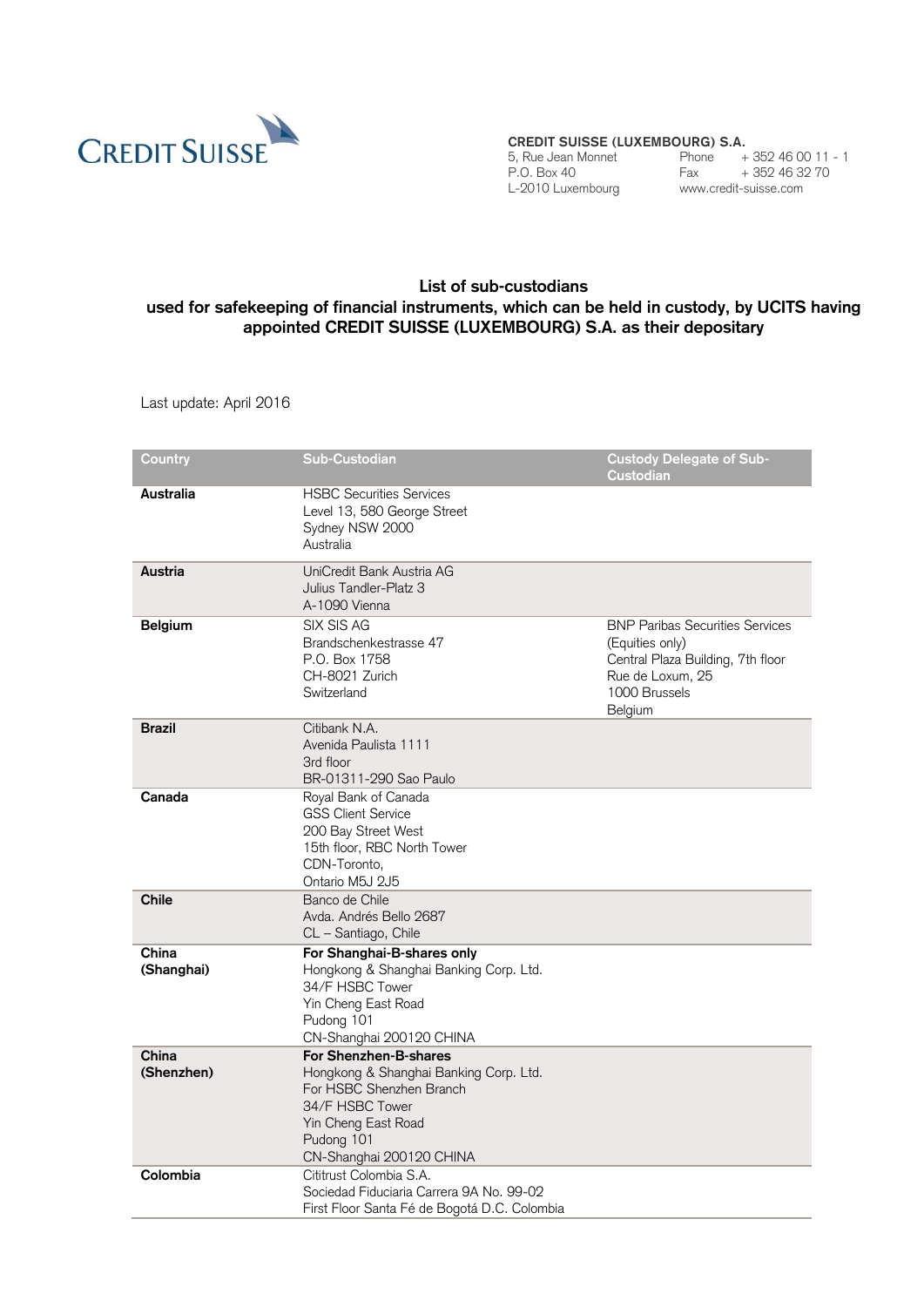CREDIT SUISSE

**CREDIT SUISSE (LUXEMBOURG) S.A.**
5, Rue Jean Monnet
P.O. Box 40
L-2010 Luxembourg

Phone + 352 46 00 11 - 1
Fax + 352 46 32 70
www.credit-suisse.com

## List of sub-custodians used for safekeeping of financial instruments, which can be held in custody, by UCITS having appointed CREDIT SUISSE (LUXEMBOURG) S.A. as their depositary

Last update: April 2016

| Country | Sub-Custodian | Custody Delegate of Sub-Custodian |
|---|---|---|
| **Australia** | HSBC Securities Services<br>Level 13, 580 George Street<br>Sydney NSW 2000<br>Australia | |
| **Austria** | UniCredit Bank Austria AG<br>Julius Tandler-Platz 3<br>A-1090 Vienna | |
| **Belgium** | SIX SIS AG<br>Brandschenkestrasse 47<br>P.O. Box 1758<br>CH-8021 Zurich<br>Switzerland | BNP Paribas Securities Services<br>(Equities only)<br>Central Plaza Building, 7th floor<br>Rue de Loxum, 25<br>1000 Brussels<br>Belgium |
| **Brazil** | Citibank N.A.<br>Avenida Paulista 1111<br>3rd floor<br>BR-01311-290 Sao Paulo | |
| **Canada** | Royal Bank of Canada<br>GSS Client Service<br>200 Bay Street West<br>15th floor, RBC North Tower<br>CDN-Toronto,<br>Ontario M5J 2J5 | |
| **Chile** | Banco de Chile<br>Avda. Andrés Bello 2687<br>CL – Santiago, Chile | |
| **China (Shanghai)** | **For Shanghai-B-shares only**<br>Hongkong & Shanghai Banking Corp. Ltd.<br>34/F HSBC Tower<br>Yin Cheng East Road<br>Pudong 101<br>CN-Shanghai 200120 CHINA | |
| **China (Shenzhen)** | **For Shenzhen-B-shares**<br>Hongkong & Shanghai Banking Corp. Ltd.<br>For HSBC Shenzhen Branch<br>34/F HSBC Tower<br>Yin Cheng East Road<br>Pudong 101<br>CN-Shanghai 200120 CHINA | |
| **Colombia** | Cititrust Colombia S.A.<br>Sociedad Fiduciaria Carrera 9A No. 99-02<br>First Floor Santa Fé de Bogotá D.C. Colombia | |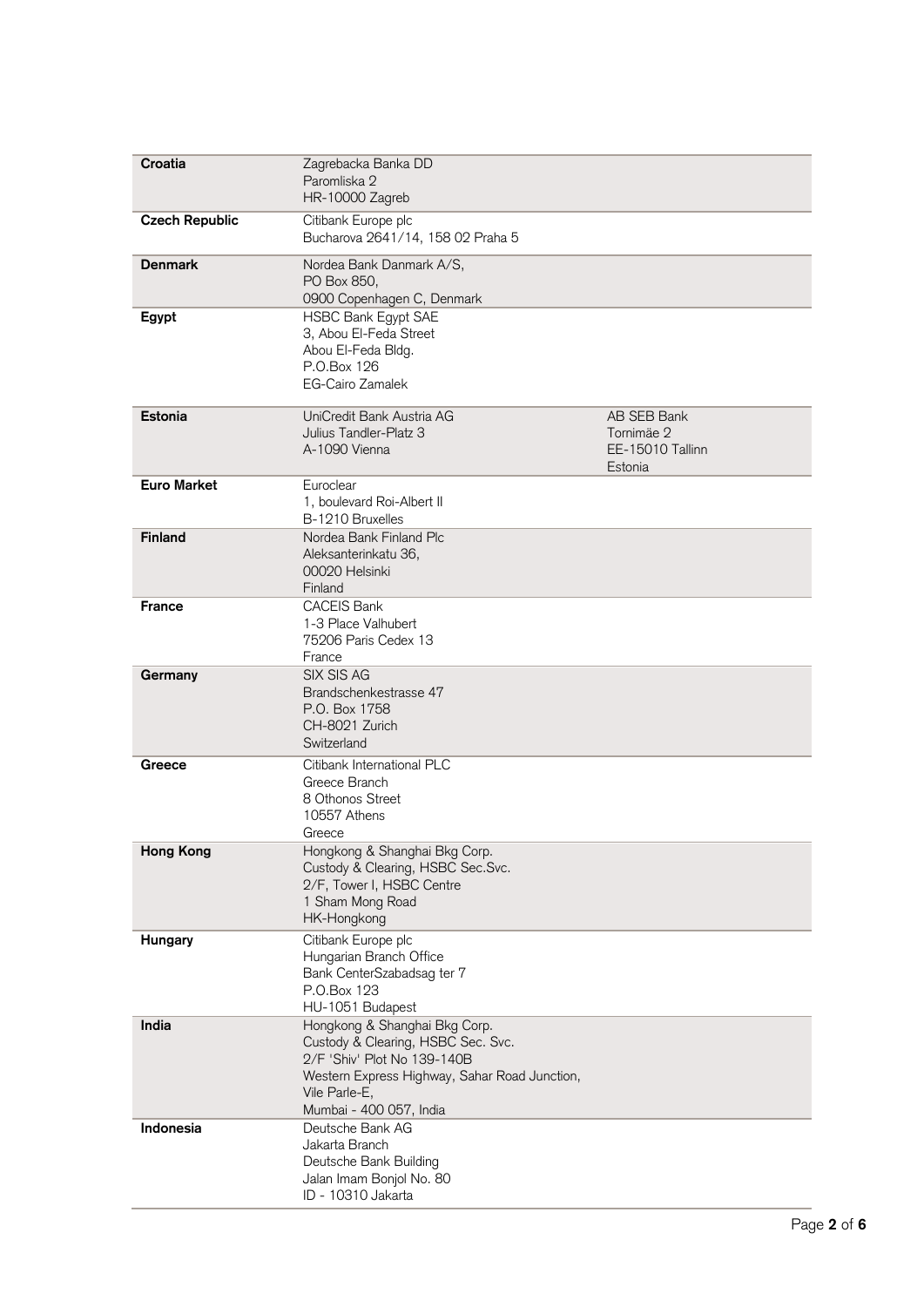| | | |
|---|---|---|
| **Croatia** | Zagrebacka Banka DD<br>Paromliska 2<br>HR-10000 Zagreb | |
| **Czech Republic** | Citibank Europe plc<br>Bucharova 2641/14, 158 02 Praha 5 | |
| **Denmark** | Nordea Bank Danmark A/S,<br>PO Box 850,<br>0900 Copenhagen C, Denmark | |
| **Egypt** | HSBC Bank Egypt SAE<br>3, Abou El-Feda Street<br>Abou El-Feda Bldg.<br>P.O.Box 126<br>EG-Cairo Zamalek | |
| **Estonia** | UniCredit Bank Austria AG<br>Julius Tandler-Platz 3<br>A-1090 Vienna | AB SEB Bank<br>Tornimäe 2<br>EE-15010 Tallinn<br>Estonia |
| **Euro Market** | Euroclear<br>1, boulevard Roi-Albert II<br>B-1210 Bruxelles | |
| **Finland** | Nordea Bank Finland Plc<br>Aleksanterinkatu 36,<br>00020 Helsinki<br>Finland | |
| **France** | CACEIS Bank<br>1-3 Place Valhubert<br>75206 Paris Cedex 13<br>France | |
| **Germany** | SIX SIS AG<br>Brandschenkestrasse 47<br>P.O. Box 1758<br>CH-8021 Zurich<br>Switzerland | |
| **Greece** | Citibank International PLC<br>Greece Branch<br>8 Othonos Street<br>10557 Athens<br>Greece | |
| **Hong Kong** | Hongkong & Shanghai Bkg Corp.<br>Custody & Clearing, HSBC Sec.Svc.<br>2/F, Tower I, HSBC Centre<br>1 Sham Mong Road<br>HK-Hongkong | |
| **Hungary** | Citibank Europe plc<br>Hungarian Branch Office<br>Bank CenterSzabadsag ter 7<br>P.O.Box 123<br>HU-1051 Budapest | |
| **India** | Hongkong & Shanghai Bkg Corp.<br>Custody & Clearing, HSBC Sec. Svc.<br>2/F 'Shiv' Plot No 139-140B<br>Western Express Highway, Sahar Road Junction,<br>Vile Parle-E,<br>Mumbai - 400 057, India | |
| **Indonesia** | Deutsche Bank AG<br>Jakarta Branch<br>Deutsche Bank Building<br>Jalan Imam Bonjol No. 80<br>ID - 10310 Jakarta | |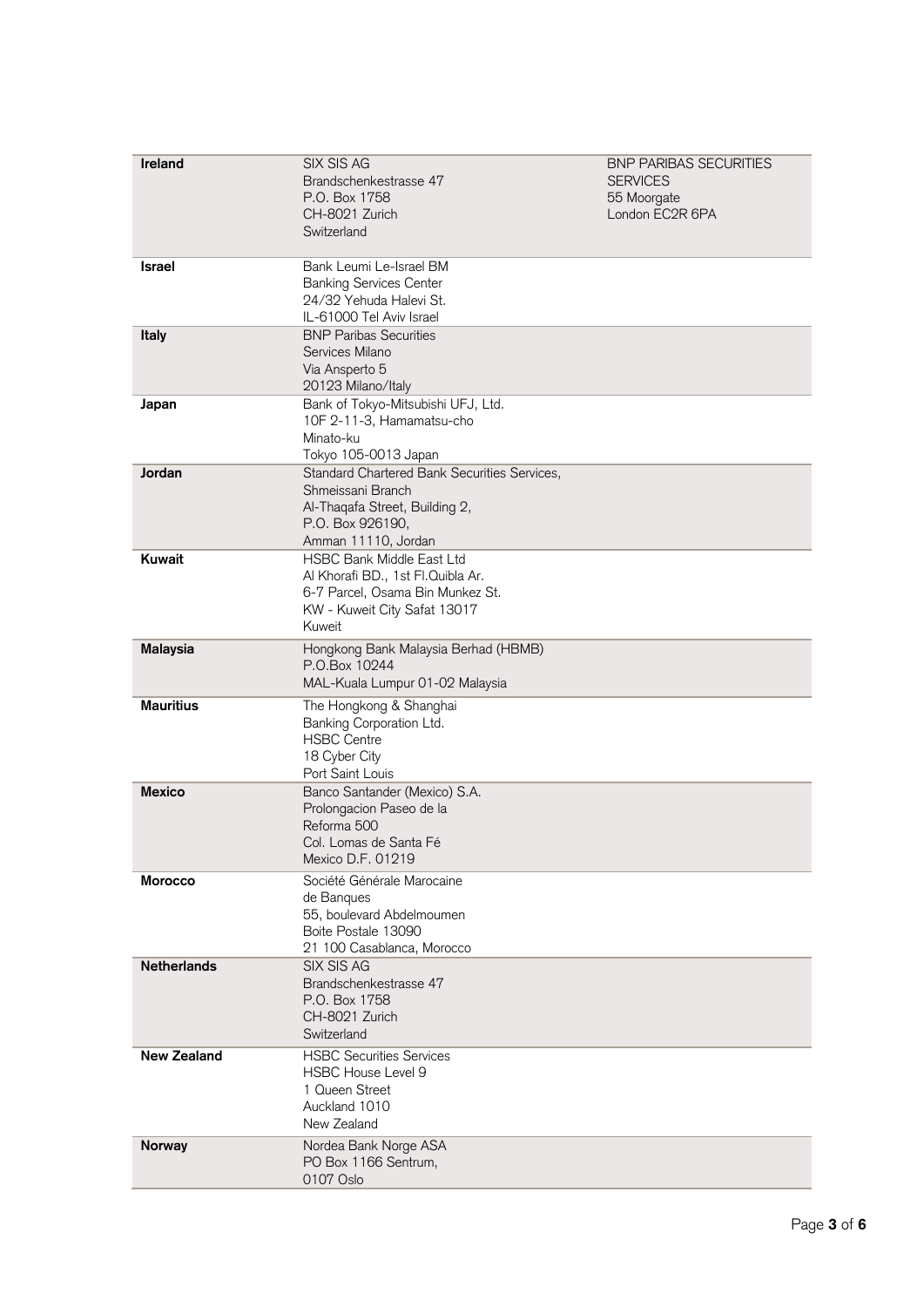| | | |
|---|---|---|
| **Ireland** | SIX SIS AG<br>Brandschenkestrasse 47<br>P.O. Box 1758<br>CH-8021 Zurich<br>Switzerland | BNP PARIBAS SECURITIES SERVICES<br>55 Moorgate<br>London EC2R 6PA |
| **Israel** | Bank Leumi Le-Israel BM<br>Banking Services Center<br>24/32 Yehuda Halevi St.<br>IL-61000 Tel Aviv Israel | |
| **Italy** | BNP Paribas Securities<br>Services Milano<br>Via Ansperto 5<br>20123 Milano/Italy | |
| **Japan** | Bank of Tokyo-Mitsubishi UFJ, Ltd.<br>10F 2-11-3, Hamamatsu-cho<br>Minato-ku<br>Tokyo 105-0013 Japan | |
| **Jordan** | Standard Chartered Bank Securities Services,<br>Shmeissani Branch<br>Al-Thaqafa Street, Building 2,<br>P.O. Box 926190,<br>Amman 11110, Jordan | |
| **Kuwait** | HSBC Bank Middle East Ltd<br>Al Khorafi BD., 1st Fl.Quibla Ar.<br>6-7 Parcel, Osama Bin Munkez St.<br>KW - Kuweit City Safat 13017<br>Kuweit | |
| **Malaysia** | Hongkong Bank Malaysia Berhad (HBMB)<br>P.O.Box 10244<br>MAL-Kuala Lumpur 01-02 Malaysia | |
| **Mauritius** | The Hongkong & Shanghai<br>Banking Corporation Ltd.<br>HSBC Centre<br>18 Cyber City<br>Port Saint Louis | |
| **Mexico** | Banco Santander (Mexico) S.A.<br>Prolongacion Paseo de la<br>Reforma 500<br>Col. Lomas de Santa Fé<br>Mexico D.F. 01219 | |
| **Morocco** | Société Générale Marocaine<br>de Banques<br>55, boulevard Abdelmoumen<br>Boite Postale 13090<br>21 100 Casablanca, Morocco | |
| **Netherlands** | SIX SIS AG<br>Brandschenkestrasse 47<br>P.O. Box 1758<br>CH-8021 Zurich<br>Switzerland | |
| **New Zealand** | HSBC Securities Services<br>HSBC House Level 9<br>1 Queen Street<br>Auckland 1010<br>New Zealand | |
| **Norway** | Nordea Bank Norge ASA<br>PO Box 1166 Sentrum,<br>0107 Oslo | |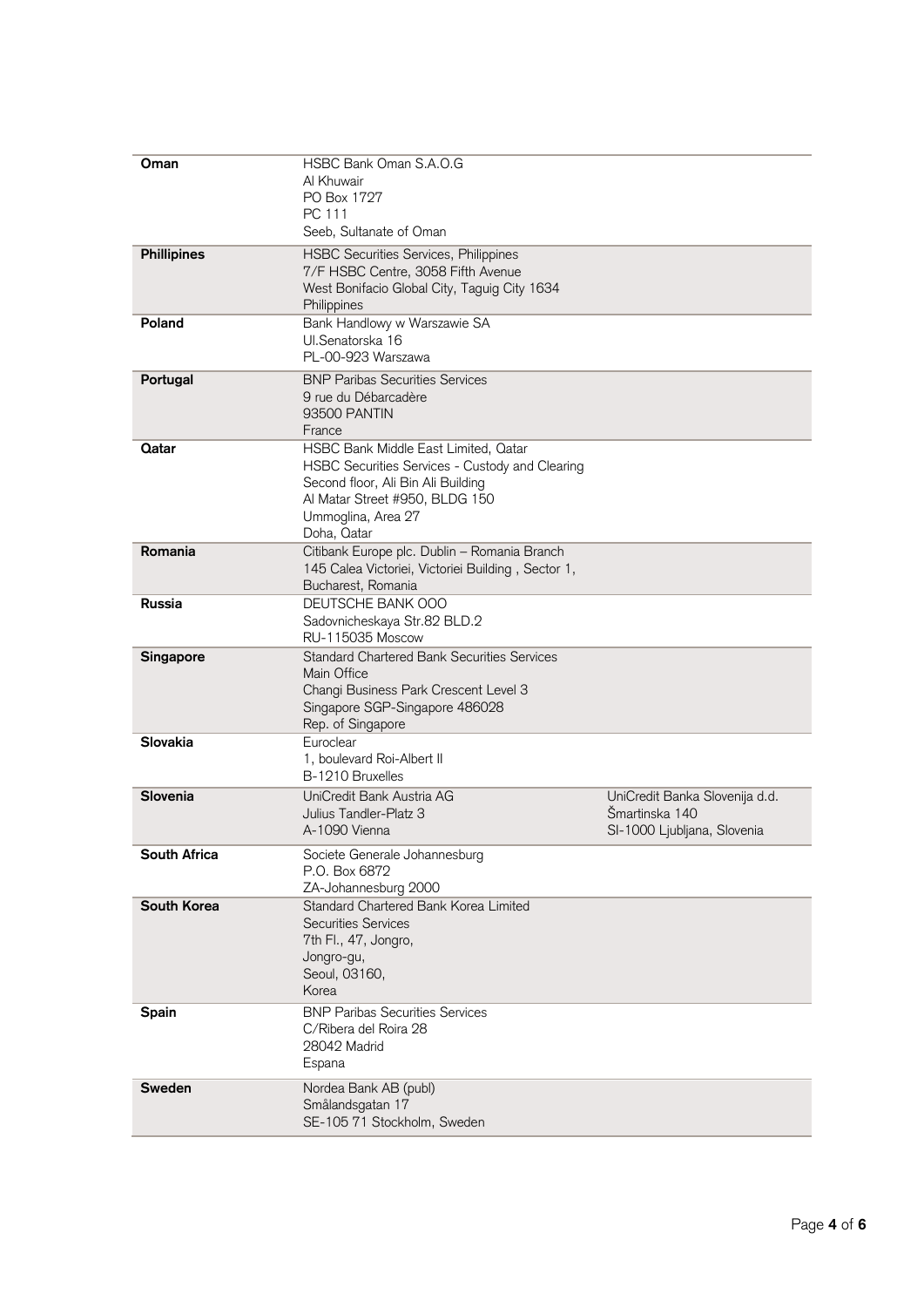| | | |
|---|---|---|
| **Oman** | HSBC Bank Oman S.A.O.G<br>Al Khuwair<br>PO Box 1727<br>PC 111<br>Seeb, Sultanate of Oman | |
| **Phillipines** | HSBC Securities Services, Philippines<br>7/F HSBC Centre, 3058 Fifth Avenue<br>West Bonifacio Global City, Taguig City 1634<br>Philippines | |
| **Poland** | Bank Handlowy w Warszawie SA<br>Ul.Senatorska 16<br>PL-00-923 Warszawa | |
| **Portugal** | BNP Paribas Securities Services<br>9 rue du Débarcadère<br>93500 PANTIN<br>France | |
| **Qatar** | HSBC Bank Middle East Limited, Qatar<br>HSBC Securities Services - Custody and Clearing<br>Second floor, Ali Bin Ali Building<br>Al Matar Street #950, BLDG 150<br>Ummoglina, Area 27<br>Doha, Qatar | |
| **Romania** | Citibank Europe plc. Dublin – Romania Branch<br>145 Calea Victoriei, Victoriei Building , Sector 1,<br>Bucharest, Romania | |
| **Russia** | DEUTSCHE BANK OOO<br>Sadovnicheskaya Str.82 BLD.2<br>RU-115035 Moscow | |
| **Singapore** | Standard Chartered Bank Securities Services<br>Main Office<br>Changi Business Park Crescent Level 3<br>Singapore SGP-Singapore 486028<br>Rep. of Singapore | |
| **Slovakia** | Euroclear<br>1, boulevard Roi-Albert II<br>B-1210 Bruxelles | |
| **Slovenia** | UniCredit Bank Austria AG<br>Julius Tandler-Platz 3<br>A-1090 Vienna | UniCredit Banka Slovenija d.d.<br>Šmartinska 140<br>SI-1000 Ljubljana, Slovenia |
| **South Africa** | Societe Generale Johannesburg<br>P.O. Box 6872<br>ZA-Johannesburg 2000 | |
| **South Korea** | Standard Chartered Bank Korea Limited<br>Securities Services<br>7th Fl., 47, Jongro,<br>Jongro-gu,<br>Seoul, 03160,<br>Korea | |
| **Spain** | BNP Paribas Securities Services<br>C/Ribera del Roira 28<br>28042 Madrid<br>Espana | |
| **Sweden** | Nordea Bank AB (publ)<br>Smålandsgatan 17<br>SE-105 71 Stockholm, Sweden | |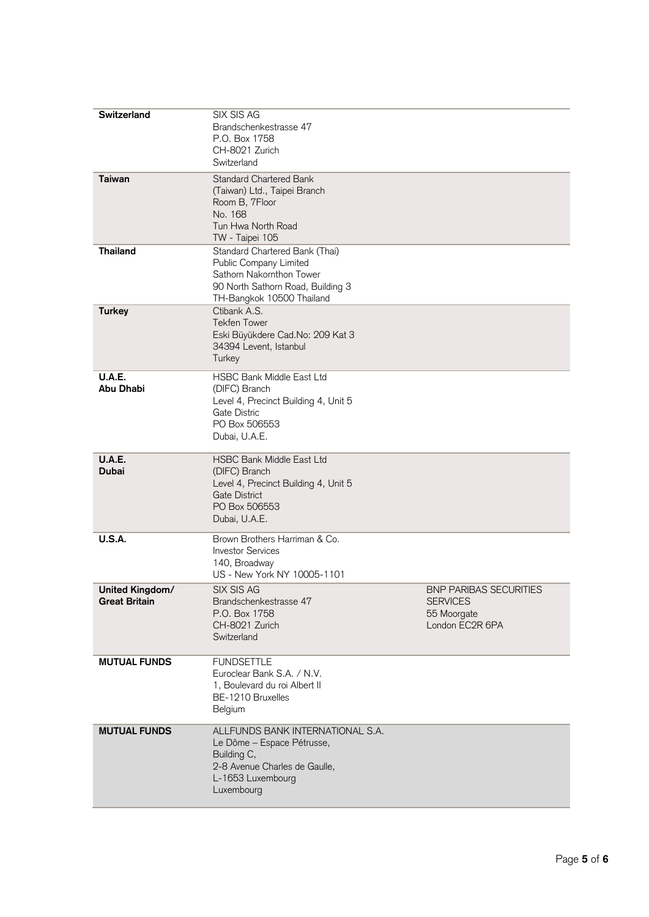| | | |
|---|---|---|
| **Switzerland** | SIX SIS AG<br>Brandschenkestrasse 47<br>P.O. Box 1758<br>CH-8021 Zurich<br>Switzerland | |
| **Taiwan** | Standard Chartered Bank<br>(Taiwan) Ltd., Taipei Branch<br>Room B, 7Floor<br>No. 168<br>Tun Hwa North Road<br>TW - Taipei 105 | |
| **Thailand** | Standard Chartered Bank (Thai)<br>Public Company Limited<br>Sathorn Nakornthon Tower<br>90 North Sathorn Road, Building 3<br>TH-Bangkok 10500 Thailand | |
| **Turkey** | Ctibank A.S.<br>Tekfen Tower<br>Eski Büyükdere Cad.No: 209 Kat 3<br>34394 Levent, Istanbul<br>Turkey | |
| **U.A.E.<br>Abu Dhabi** | HSBC Bank Middle East Ltd<br>(DIFC) Branch<br>Level 4, Precinct Building 4, Unit 5<br>Gate Distric<br>PO Box 506553<br>Dubai, U.A.E. | |
| **U.A.E.<br>Dubai** | HSBC Bank Middle East Ltd<br>(DIFC) Branch<br>Level 4, Precinct Building 4, Unit 5<br>Gate District<br>PO Box 506553<br>Dubai, U.A.E. | |
| **U.S.A.** | Brown Brothers Harriman & Co.<br>Investor Services<br>140, Broadway<br>US - New York NY 10005-1101 | |
| **United Kingdom/<br>Great Britain** | SIX SIS AG<br>Brandschenkestrasse 47<br>P.O. Box 1758<br>CH-8021 Zurich<br>Switzerland | BNP PARIBAS SECURITIES<br>SERVICES<br>55 Moorgate<br>London EC2R 6PA |
| **MUTUAL FUNDS** | FUNDSETTLE<br>Euroclear Bank S.A. / N.V.<br>1, Boulevard du roi Albert II<br>BE-1210 Bruxelles<br>Belgium | |
| **MUTUAL FUNDS** | ALLFUNDS BANK INTERNATIONAL S.A.<br>Le Dôme – Espace Pétrusse,<br>Building C,<br>2-8 Avenue Charles de Gaulle,<br>L-1653 Luxembourg<br>Luxembourg | |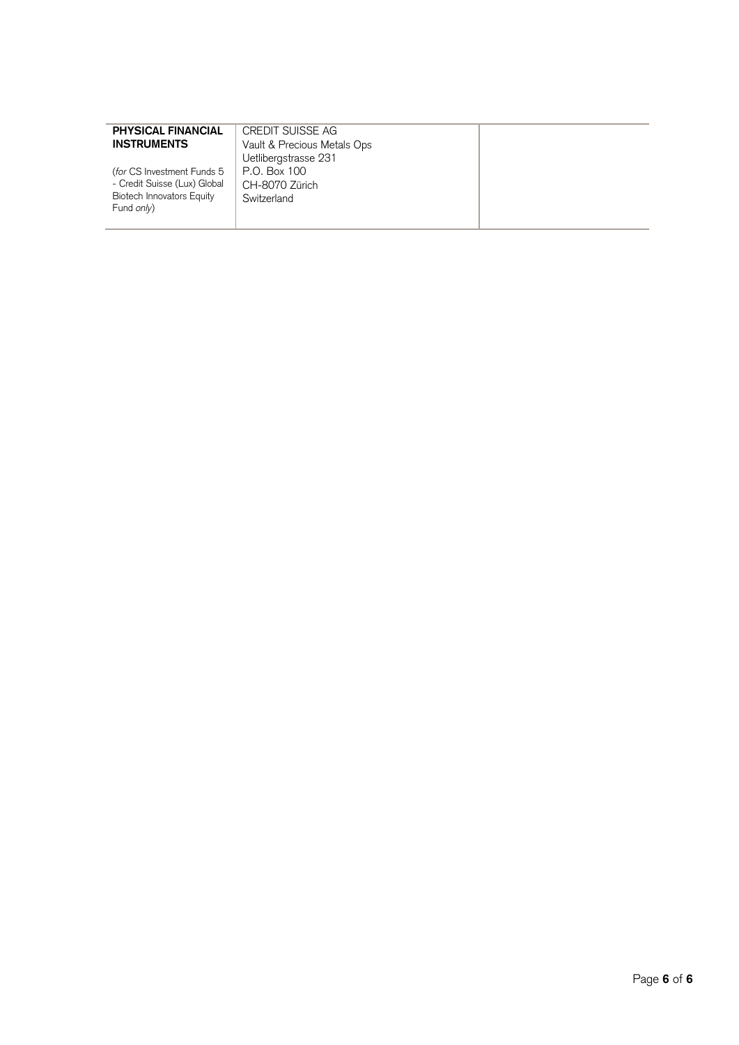| | | |
|---|---|---|
| **PHYSICAL FINANCIAL INSTRUMENTS**<br><br>(*for* CS Investment Funds 5 - Credit Suisse (Lux) Global Biotech Innovators Equity Fund *only*) | CREDIT SUISSE AG<br>Vault & Precious Metals Ops<br>Uetlibergstrasse 231<br>P.O. Box 100<br>CH-8070 Zürich<br>Switzerland | |